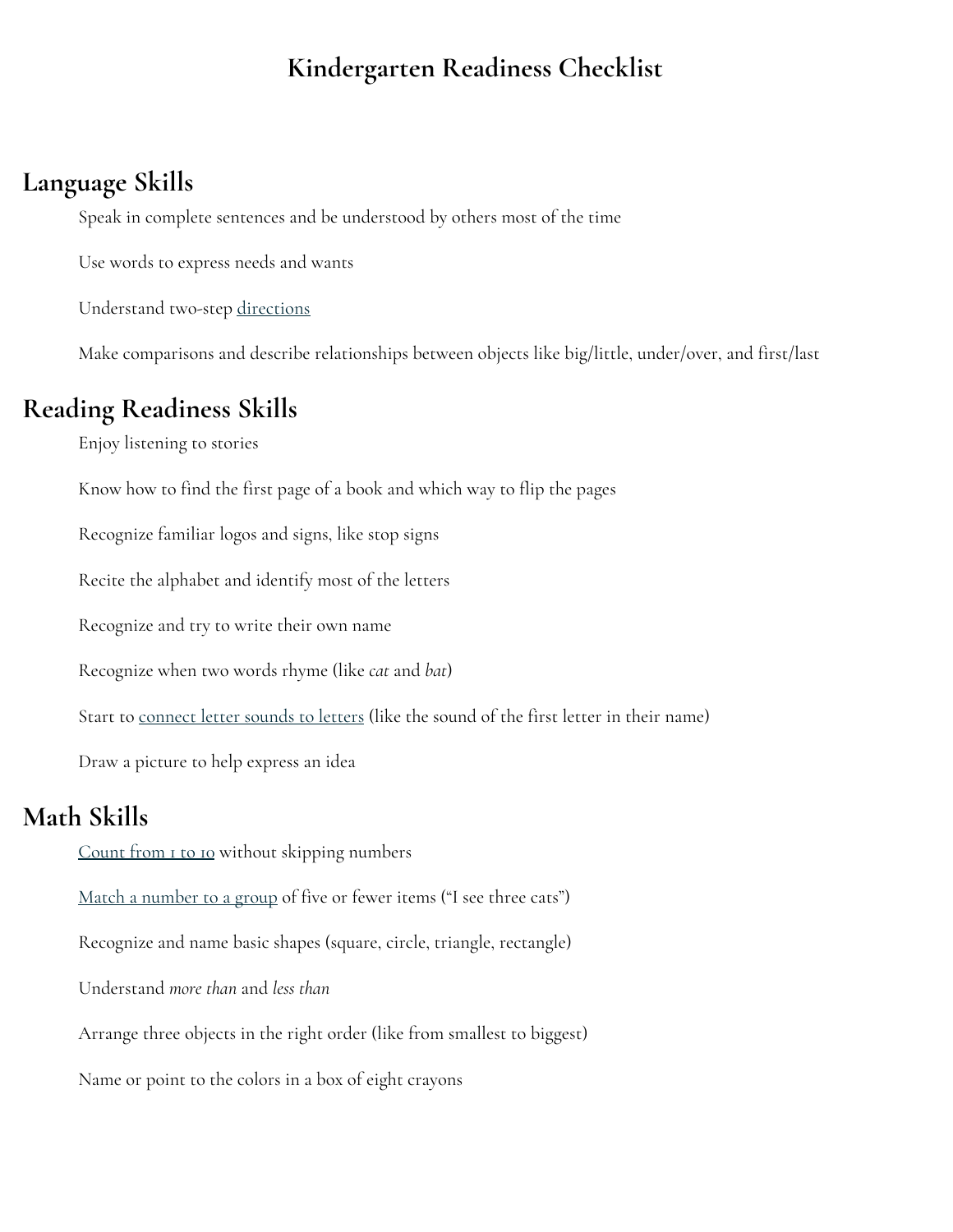# Kindergarten Readiness Checklist

## Language Skills

Speak in complete sentences and be understood by others most of the time

Use words to express needs and wants

Understand two-step directions

Make comparisons and describe relationships between objects like big/little, under/over, and first/last

## Reading Readiness Skills

Enjoy listening to stories

Know how to find the first page of a book and which way to flip the pages

Recognize familiar logos and signs, like stop signs

Recite the alphabet and identify most of the letters

Recognize and try to write their own name

Recognize when two words rhyme (like *cat* and *bat*)

Start to connect letter sounds to letters (like the sound of the first letter in their name)

Draw a picture to help express an idea

## Math Skills

Count from 1 to 10 without skipping numbers

Match a number to a group of five or fewer items ("I see three cats")

Recognize and name basic shapes (square, circle, triangle, rectangle)

Understand *more than* and *less than*

Arrange three objects in the right order (like from smallest to biggest)

Name or point to the colors in a box of eight crayons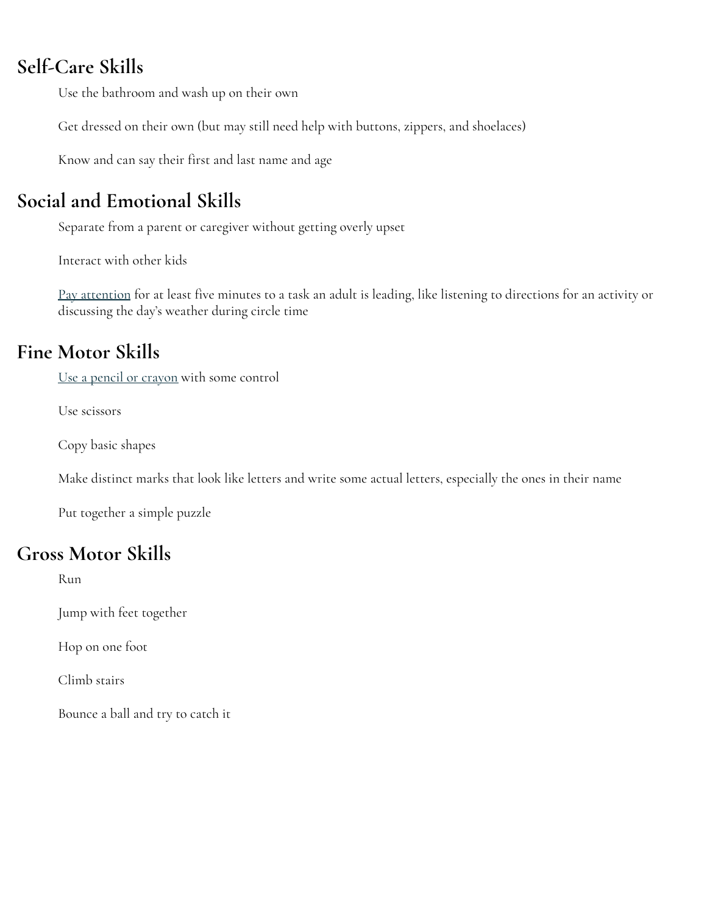## Self-Care Skills

Use the bathroom and wash up on their own

Get dressed on their own (but may still need help with buttons, zippers, and shoelaces)

Know and can say their first and last name and age

## Social and Emotional Skills

Separate from a parent or caregiver without getting overly upset

Interact with other kids

Pay attention for at least five minutes to a task an adult is leading, like listening to directions for an activity or discussing the day's weather during circle time

## Fine Motor Skills

Use a pencil or crayon with some control

Use scissors

Copy basic shapes

Make distinct marks that look like letters and write some actual letters, especially the ones in their name

Put together a simple puzzle

## Gross Motor Skills

Run

Jump with feet together

Hop on one foot

Climb stairs

Bounce a ball and try to catch it